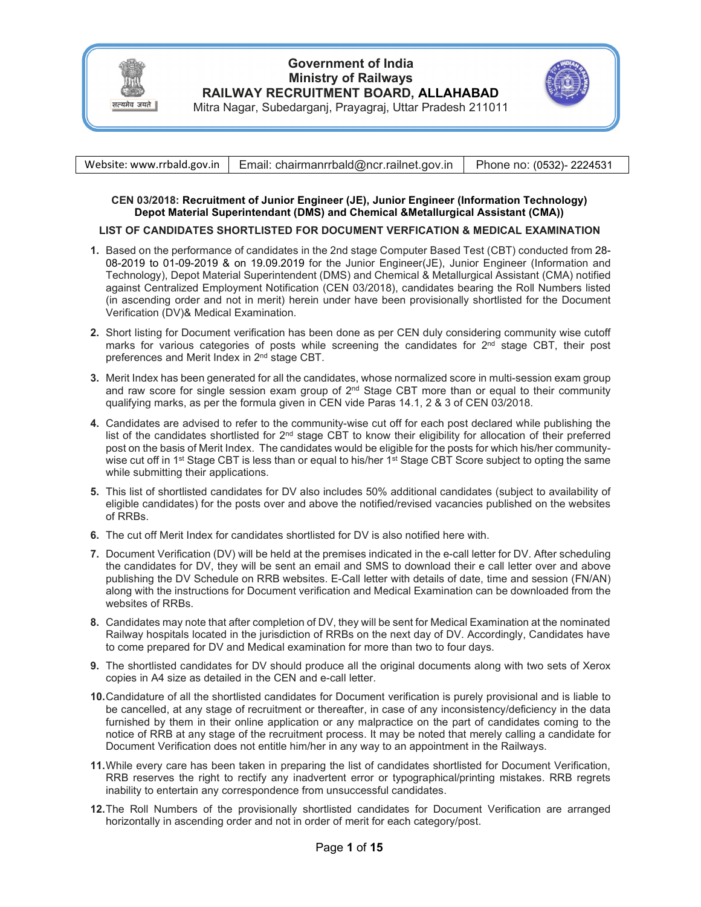# Government of India
# Ministry of Railways
# RAILWAY RECRUITMENT BOARD, ALLAHABAD

Mitra Nagar, Subedarganj, Prayagraj, Uttar Pradesh 211011

| Website: www.rrbald.gov.in | Email: chairmanrrbald@ncr.railnet.gov.in | Phone no: (0532)- 2224531 |
|---|---|---|

**CEN 03/2018: Recruitment of Junior Engineer (JE), Junior Engineer (Information Technology) Depot Material Superintendant (DMS) and Chemical &Metallurgical Assistant (CMA))**

**LIST OF CANDIDATES SHORTLISTED FOR DOCUMENT VERFICATION & MEDICAL EXAMINATION**

1. Based on the performance of candidates in the 2nd stage Computer Based Test (CBT) conducted from 28-08-2019 to 01-09-2019 & on 19.09.2019 for the Junior Engineer(JE), Junior Engineer (Information and Technology), Depot Material Superintendent (DMS) and Chemical & Metallurgical Assistant (CMA) notified against Centralized Employment Notification (CEN 03/2018), candidates bearing the Roll Numbers listed (in ascending order and not in merit) herein under have been provisionally shortlisted for the Document Verification (DV)& Medical Examination.

2. Short listing for Document verification has been done as per CEN duly considering community wise cutoff marks for various categories of posts while screening the candidates for 2nd stage CBT, their post preferences and Merit Index in 2nd stage CBT.

3. Merit Index has been generated for all the candidates, whose normalized score in multi-session exam group and raw score for single session exam group of 2nd Stage CBT more than or equal to their community qualifying marks, as per the formula given in CEN vide Paras 14.1, 2 & 3 of CEN 03/2018.

4. Candidates are advised to refer to the community-wise cut off for each post declared while publishing the list of the candidates shortlisted for 2nd stage CBT to know their eligibility for allocation of their preferred post on the basis of Merit Index. The candidates would be eligible for the posts for which his/her community-wise cut off in 1st Stage CBT is less than or equal to his/her 1st Stage CBT Score subject to opting the same while submitting their applications.

5. This list of shortlisted candidates for DV also includes 50% additional candidates (subject to availability of eligible candidates) for the posts over and above the notified/revised vacancies published on the websites of RRBs.

6. The cut off Merit Index for candidates shortlisted for DV is also notified here with.

7. Document Verification (DV) will be held at the premises indicated in the e-call letter for DV. After scheduling the candidates for DV, they will be sent an email and SMS to download their e call letter over and above publishing the DV Schedule on RRB websites. E-Call letter with details of date, time and session (FN/AN) along with the instructions for Document verification and Medical Examination can be downloaded from the websites of RRBs.

8. Candidates may note that after completion of DV, they will be sent for Medical Examination at the nominated Railway hospitals located in the jurisdiction of RRBs on the next day of DV. Accordingly, Candidates have to come prepared for DV and Medical examination for more than two to four days.

9. The shortlisted candidates for DV should produce all the original documents along with two sets of Xerox copies in A4 size as detailed in the CEN and e-call letter.

10. Candidature of all the shortlisted candidates for Document verification is purely provisional and is liable to be cancelled, at any stage of recruitment or thereafter, in case of any inconsistency/deficiency in the data furnished by them in their online application or any malpractice on the part of candidates coming to the notice of RRB at any stage of the recruitment process. It may be noted that merely calling a candidate for Document Verification does not entitle him/her in any way to an appointment in the Railways.

11. While every care has been taken in preparing the list of candidates shortlisted for Document Verification, RRB reserves the right to rectify any inadvertent error or typographical/printing mistakes. RRB regrets inability to entertain any correspondence from unsuccessful candidates.

12. The Roll Numbers of the provisionally shortlisted candidates for Document Verification are arranged horizontally in ascending order and not in order of merit for each category/post.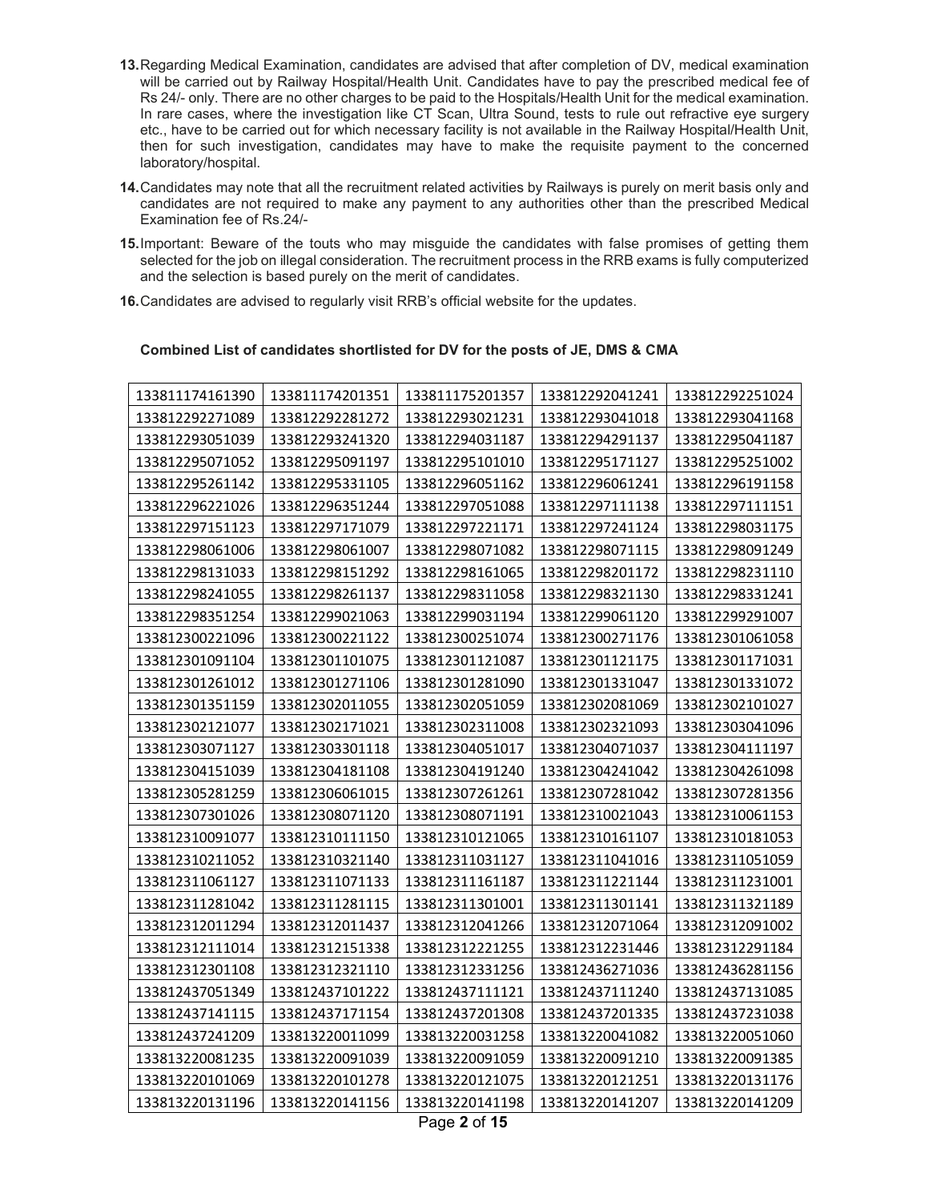13. Regarding Medical Examination, candidates are advised that after completion of DV, medical examination will be carried out by Railway Hospital/Health Unit. Candidates have to pay the prescribed medical fee of Rs 24/- only. There are no other charges to be paid to the Hospitals/Health Unit for the medical examination. In rare cases, where the investigation like CT Scan, Ultra Sound, tests to rule out refractive eye surgery etc., have to be carried out for which necessary facility is not available in the Railway Hospital/Health Unit, then for such investigation, candidates may have to make the requisite payment to the concerned laboratory/hospital.

14. Candidates may note that all the recruitment related activities by Railways is purely on merit basis only and candidates are not required to make any payment to any authorities other than the prescribed Medical Examination fee of Rs.24/-

15. Important: Beware of the touts who may misguide the candidates with false promises of getting them selected for the job on illegal consideration. The recruitment process in the RRB exams is fully computerized and the selection is based purely on the merit of candidates.

16. Candidates are advised to regularly visit RRB's official website for the updates.

**Combined List of candidates shortlisted for DV for the posts of JE, DMS & CMA**

| | | | | |
|---|---|---|---|---|
| 133811174161390 | 133811174201351 | 133811175201357 | 133812292041241 | 133812292251024 |
| 133812292271089 | 133812292281272 | 133812293021231 | 133812293041018 | 133812293041168 |
| 133812293051039 | 133812293241320 | 133812294031187 | 133812294291137 | 133812295041187 |
| 133812295071052 | 133812295091197 | 133812295101010 | 133812295171127 | 133812295251002 |
| 133812295261142 | 133812295331105 | 133812296051162 | 133812296061241 | 133812296191158 |
| 133812296221026 | 133812296351244 | 133812297051088 | 133812297111138 | 133812297111151 |
| 133812297151123 | 133812297171079 | 133812297221171 | 133812297241124 | 133812298031175 |
| 133812298061006 | 133812298061007 | 133812298071082 | 133812298071115 | 133812298091249 |
| 133812298131033 | 133812298151292 | 133812298161065 | 133812298201172 | 133812298231110 |
| 133812298241055 | 133812298261137 | 133812298311058 | 133812298321130 | 133812298331241 |
| 133812298351254 | 133812299021063 | 133812299031194 | 133812299061120 | 133812299291007 |
| 133812300221096 | 133812300221122 | 133812300251074 | 133812300271176 | 133812301061058 |
| 133812301091104 | 133812301101075 | 133812301121087 | 133812301121175 | 133812301171031 |
| 133812301261012 | 133812301271106 | 133812301281090 | 133812301331047 | 133812301331072 |
| 133812301351159 | 133812302011055 | 133812302051059 | 133812302081069 | 133812302101027 |
| 133812302121077 | 133812302171021 | 133812302311008 | 133812302321093 | 133812303041096 |
| 133812303071127 | 133812303301118 | 133812304051017 | 133812304071037 | 133812304111197 |
| 133812304151039 | 133812304181108 | 133812304191240 | 133812304241042 | 133812304261098 |
| 133812305281259 | 133812306061015 | 133812307261261 | 133812307281042 | 133812307281356 |
| 133812307301026 | 133812308071120 | 133812308071191 | 133812310021043 | 133812310061153 |
| 133812310091077 | 133812310111150 | 133812310121065 | 133812310161107 | 133812310181053 |
| 133812310211052 | 133812310321140 | 133812311031127 | 133812311041016 | 133812311051059 |
| 133812311061127 | 133812311071133 | 133812311161187 | 133812311221144 | 133812311231001 |
| 133812311281042 | 133812311281115 | 133812311301001 | 133812311301141 | 133812311321189 |
| 133812312011294 | 133812312011437 | 133812312041266 | 133812312071064 | 133812312091002 |
| 133812312111014 | 133812312151338 | 133812312221255 | 133812312231446 | 133812312291184 |
| 133812312301108 | 133812312321110 | 133812312331256 | 133812436271036 | 133812436281156 |
| 133812437051349 | 133812437101222 | 133812437111121 | 133812437111240 | 133812437131085 |
| 133812437141115 | 133812437171154 | 133812437201308 | 133812437201335 | 133812437231038 |
| 133812437241209 | 133813220011099 | 133813220031258 | 133813220041082 | 133813220051060 |
| 133813220081235 | 133813220091039 | 133813220091059 | 133813220091210 | 133813220091385 |
| 133813220101069 | 133813220101278 | 133813220121075 | 133813220121251 | 133813220131176 |
| 133813220131196 | 133813220141156 | 133813220141198 | 133813220141207 | 133813220141209 |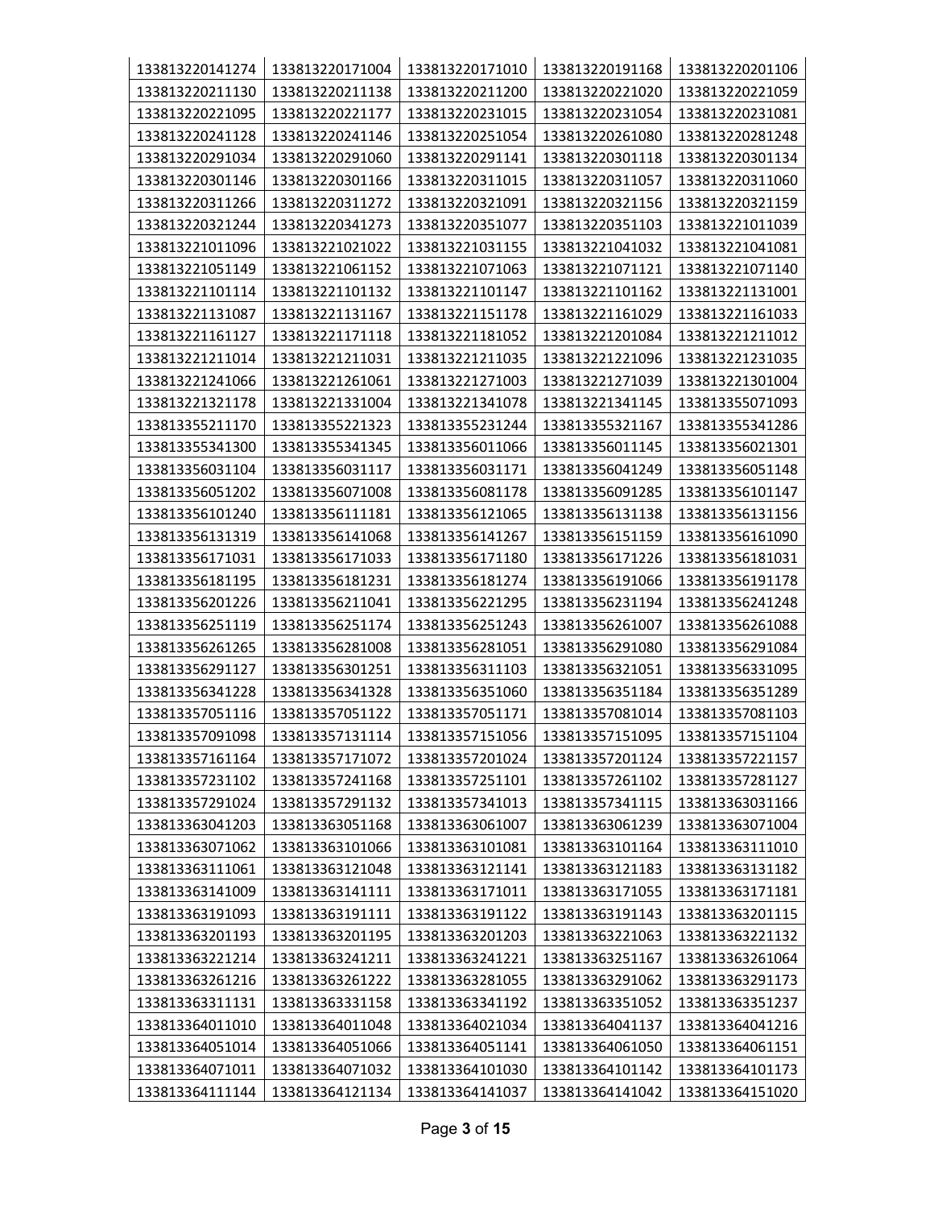| 133813220141274 | 133813220171004 | 133813220171010 | 133813220191168 | 133813220201106 |
|---|---|---|---|---|
| 133813220211130 | 133813220211138 | 133813220211200 | 133813220221020 | 133813220221059 |
| 133813220221095 | 133813220221177 | 133813220231015 | 133813220231054 | 133813220231081 |
| 133813220241128 | 133813220241146 | 133813220251054 | 133813220261080 | 133813220281248 |
| 133813220291034 | 133813220291060 | 133813220291141 | 133813220301118 | 133813220301134 |
| 133813220301146 | 133813220301166 | 133813220311015 | 133813220311057 | 133813220311060 |
| 133813220311266 | 133813220311272 | 133813220321091 | 133813220321156 | 133813220321159 |
| 133813220321244 | 133813220341273 | 133813220351077 | 133813220351103 | 133813221011039 |
| 133813221011096 | 133813221021022 | 133813221031155 | 133813221041032 | 133813221041081 |
| 133813221051149 | 133813221061152 | 133813221071063 | 133813221071121 | 133813221071140 |
| 133813221101114 | 133813221101132 | 133813221101147 | 133813221101162 | 133813221131001 |
| 133813221131087 | 133813221131167 | 133813221151178 | 133813221161029 | 133813221161033 |
| 133813221161127 | 133813221171118 | 133813221181052 | 133813221201084 | 133813221211012 |
| 133813221211014 | 133813221211031 | 133813221211035 | 133813221221096 | 133813221231035 |
| 133813221241066 | 133813221261061 | 133813221271003 | 133813221271039 | 133813221301004 |
| 133813221321178 | 133813221331004 | 133813221341078 | 133813221341145 | 133813355071093 |
| 133813355211170 | 133813355221323 | 133813355231244 | 133813355321167 | 133813355341286 |
| 133813355341300 | 133813355341345 | 133813356011066 | 133813356011145 | 133813356021301 |
| 133813356031104 | 133813356031117 | 133813356031171 | 133813356041249 | 133813356051148 |
| 133813356051202 | 133813356071008 | 133813356081178 | 133813356091285 | 133813356101147 |
| 133813356101240 | 133813356111181 | 133813356121065 | 133813356131138 | 133813356131156 |
| 133813356131319 | 133813356141068 | 133813356141267 | 133813356151159 | 133813356161090 |
| 133813356171031 | 133813356171033 | 133813356171180 | 133813356171226 | 133813356181031 |
| 133813356181195 | 133813356181231 | 133813356181274 | 133813356191066 | 133813356191178 |
| 133813356201226 | 133813356211041 | 133813356221295 | 133813356231194 | 133813356241248 |
| 133813356251119 | 133813356251174 | 133813356251243 | 133813356261007 | 133813356261088 |
| 133813356261265 | 133813356281008 | 133813356281051 | 133813356291080 | 133813356291084 |
| 133813356291127 | 133813356301251 | 133813356311103 | 133813356321051 | 133813356331095 |
| 133813356341228 | 133813356341328 | 133813356351060 | 133813356351184 | 133813356351289 |
| 133813357051116 | 133813357051122 | 133813357051171 | 133813357081014 | 133813357081103 |
| 133813357091098 | 133813357131114 | 133813357151056 | 133813357151095 | 133813357151104 |
| 133813357161164 | 133813357171072 | 133813357201024 | 133813357201124 | 133813357221157 |
| 133813357231102 | 133813357241168 | 133813357251101 | 133813357261102 | 133813357281127 |
| 133813357291024 | 133813357291132 | 133813357341013 | 133813357341115 | 133813363031166 |
| 133813363041203 | 133813363051168 | 133813363061007 | 133813363061239 | 133813363071004 |
| 133813363071062 | 133813363101066 | 133813363101081 | 133813363101164 | 133813363111010 |
| 133813363111061 | 133813363121048 | 133813363121141 | 133813363121183 | 133813363131182 |
| 133813363141009 | 133813363141111 | 133813363171011 | 133813363171055 | 133813363171181 |
| 133813363191093 | 133813363191111 | 133813363191122 | 133813363191143 | 133813363201115 |
| 133813363201193 | 133813363201195 | 133813363201203 | 133813363221063 | 133813363221132 |
| 133813363221214 | 133813363241211 | 133813363241221 | 133813363251167 | 133813363261064 |
| 133813363261216 | 133813363261222 | 133813363281055 | 133813363291062 | 133813363291173 |
| 133813363311131 | 133813363331158 | 133813363341192 | 133813363351052 | 133813363351237 |
| 133813364011010 | 133813364011048 | 133813364021034 | 133813364041137 | 133813364041216 |
| 133813364051014 | 133813364051066 | 133813364051141 | 133813364061050 | 133813364061151 |
| 133813364071011 | 133813364071032 | 133813364101030 | 133813364101142 | 133813364101173 |
| 133813364111144 | 133813364121134 | 133813364141037 | 133813364141042 | 133813364151020 |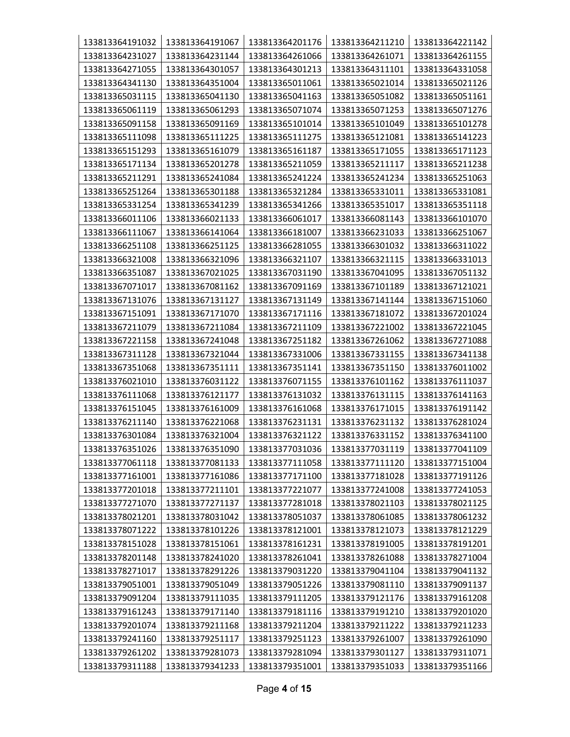| 133813364191032 | 133813364191067 | 133813364201176 | 133813364211210 | 133813364221142 |
|---|---|---|---|---|
| 133813364231027 | 133813364231144 | 133813364261066 | 133813364261071 | 133813364261155 |
| 133813364271055 | 133813364301057 | 133813364301213 | 133813364311101 | 133813364331058 |
| 133813364341130 | 133813364351004 | 133813365011061 | 133813365021014 | 133813365021126 |
| 133813365031115 | 133813365041130 | 133813365041163 | 133813365051082 | 133813365051161 |
| 133813365061119 | 133813365061293 | 133813365071074 | 133813365071253 | 133813365071276 |
| 133813365091158 | 133813365091169 | 133813365101014 | 133813365101049 | 133813365101278 |
| 133813365111098 | 133813365111225 | 133813365111275 | 133813365121081 | 133813365141223 |
| 133813365151293 | 133813365161079 | 133813365161187 | 133813365171055 | 133813365171123 |
| 133813365171134 | 133813365201278 | 133813365211059 | 133813365211117 | 133813365211238 |
| 133813365211291 | 133813365241084 | 133813365241224 | 133813365241234 | 133813365251063 |
| 133813365251264 | 133813365301188 | 133813365321284 | 133813365331011 | 133813365331081 |
| 133813365331254 | 133813365341239 | 133813365341266 | 133813365351017 | 133813365351118 |
| 133813366011106 | 133813366021133 | 133813366061017 | 133813366081143 | 133813366101070 |
| 133813366111067 | 133813366141064 | 133813366181007 | 133813366231033 | 133813366251067 |
| 133813366251108 | 133813366251125 | 133813366281055 | 133813366301032 | 133813366311022 |
| 133813366321008 | 133813366321096 | 133813366321107 | 133813366321115 | 133813366331013 |
| 133813366351087 | 133813367021025 | 133813367031190 | 133813367041095 | 133813367051132 |
| 133813367071017 | 133813367081162 | 133813367091169 | 133813367101189 | 133813367121021 |
| 133813367131076 | 133813367131127 | 133813367131149 | 133813367141144 | 133813367151060 |
| 133813367151091 | 133813367171070 | 133813367171116 | 133813367181072 | 133813367201024 |
| 133813367211079 | 133813367211084 | 133813367211109 | 133813367221002 | 133813367221045 |
| 133813367221158 | 133813367241048 | 133813367251182 | 133813367261062 | 133813367271088 |
| 133813367311128 | 133813367321044 | 133813367331006 | 133813367331155 | 133813367341138 |
| 133813367351068 | 133813367351111 | 133813367351141 | 133813367351150 | 133813376011002 |
| 133813376021010 | 133813376031122 | 133813376071155 | 133813376101162 | 133813376111037 |
| 133813376111068 | 133813376121177 | 133813376131032 | 133813376131115 | 133813376141163 |
| 133813376151045 | 133813376161009 | 133813376161068 | 133813376171015 | 133813376191142 |
| 133813376211140 | 133813376221068 | 133813376231131 | 133813376231132 | 133813376281024 |
| 133813376301084 | 133813376321004 | 133813376321122 | 133813376331152 | 133813376341100 |
| 133813376351026 | 133813376351090 | 133813377031036 | 133813377031119 | 133813377041109 |
| 133813377061118 | 133813377081133 | 133813377111058 | 133813377111120 | 133813377151004 |
| 133813377161001 | 133813377161086 | 133813377171100 | 133813377181028 | 133813377191126 |
| 133813377201018 | 133813377211101 | 133813377221077 | 133813377241008 | 133813377241053 |
| 133813377271070 | 133813377271137 | 133813377281018 | 133813378021103 | 133813378021125 |
| 133813378021201 | 133813378031042 | 133813378051037 | 133813378061085 | 133813378061232 |
| 133813378071222 | 133813378101226 | 133813378121001 | 133813378121073 | 133813378121229 |
| 133813378151028 | 133813378151061 | 133813378161231 | 133813378191005 | 133813378191201 |
| 133813378201148 | 133813378241020 | 133813378261041 | 133813378261088 | 133813378271004 |
| 133813378271017 | 133813378291226 | 133813379031220 | 133813379041104 | 133813379041132 |
| 133813379051001 | 133813379051049 | 133813379051226 | 133813379081110 | 133813379091137 |
| 133813379091204 | 133813379111035 | 133813379111205 | 133813379121176 | 133813379161208 |
| 133813379161243 | 133813379171140 | 133813379181116 | 133813379191210 | 133813379201020 |
| 133813379201074 | 133813379211168 | 133813379211204 | 133813379211222 | 133813379211233 |
| 133813379241160 | 133813379251117 | 133813379251123 | 133813379261007 | 133813379261090 |
| 133813379261202 | 133813379281073 | 133813379281094 | 133813379301127 | 133813379311071 |
| 133813379311188 | 133813379341233 | 133813379351001 | 133813379351033 | 133813379351166 |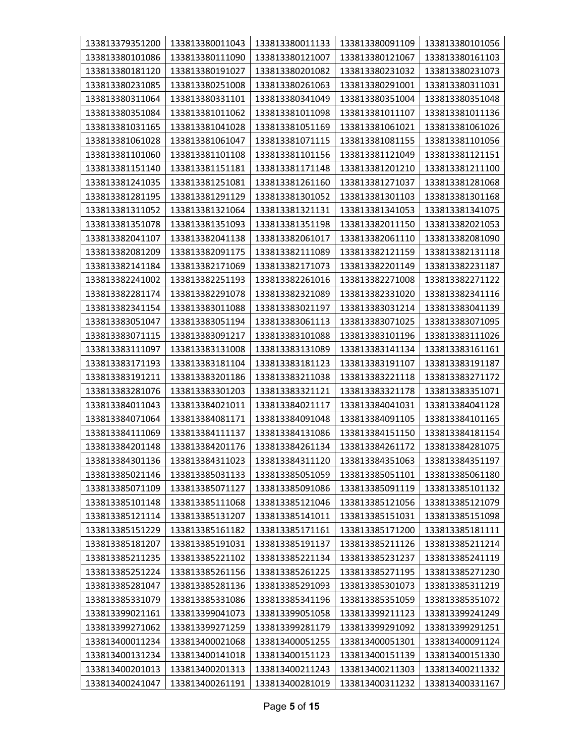| 133813379351200 | 133813380011043 | 133813380011133 | 133813380091109 | 133813380101056 |
|---|---|---|---|---|
| 133813380101086 | 133813380111090 | 133813380121007 | 133813380121067 | 133813380161103 |
| 133813380181120 | 133813380191027 | 133813380201082 | 133813380231032 | 133813380231073 |
| 133813380231085 | 133813380251008 | 133813380261063 | 133813380291001 | 133813380311031 |
| 133813380311064 | 133813380331101 | 133813380341049 | 133813380351004 | 133813380351048 |
| 133813380351084 | 133813381011062 | 133813381011098 | 133813381011107 | 133813381011136 |
| 133813381031165 | 133813381041028 | 133813381051169 | 133813381061021 | 133813381061026 |
| 133813381061028 | 133813381061047 | 133813381071115 | 133813381081155 | 133813381101056 |
| 133813381101060 | 133813381101108 | 133813381101156 | 133813381121049 | 133813381121151 |
| 133813381151140 | 133813381151181 | 133813381171148 | 133813381201210 | 133813381211100 |
| 133813381241035 | 133813381251081 | 133813381261160 | 133813381271037 | 133813381281068 |
| 133813381281195 | 133813381291129 | 133813381301052 | 133813381301103 | 133813381301168 |
| 133813381311052 | 133813381321064 | 133813381321131 | 133813381341053 | 133813381341075 |
| 133813381351078 | 133813381351093 | 133813381351198 | 133813382011150 | 133813382021053 |
| 133813382041107 | 133813382041138 | 133813382061017 | 133813382061110 | 133813382081090 |
| 133813382081209 | 133813382091175 | 133813382111089 | 133813382121159 | 133813382131118 |
| 133813382141184 | 133813382171069 | 133813382171073 | 133813382201149 | 133813382231187 |
| 133813382241002 | 133813382251193 | 133813382261016 | 133813382271008 | 133813382271122 |
| 133813382281174 | 133813382291078 | 133813382321089 | 133813382331020 | 133813382341116 |
| 133813382341154 | 133813383011088 | 133813383021197 | 133813383031214 | 133813383041139 |
| 133813383051047 | 133813383051194 | 133813383061113 | 133813383071025 | 133813383071095 |
| 133813383071115 | 133813383091217 | 133813383101088 | 133813383101196 | 133813383111026 |
| 133813383111097 | 133813383131008 | 133813383131089 | 133813383141134 | 133813383161161 |
| 133813383171193 | 133813383181104 | 133813383181123 | 133813383191107 | 133813383191187 |
| 133813383191211 | 133813383201186 | 133813383211038 | 133813383221118 | 133813383271172 |
| 133813383281076 | 133813383301203 | 133813383321121 | 133813383321178 | 133813383351071 |
| 133813384011043 | 133813384021011 | 133813384021117 | 133813384041031 | 133813384041128 |
| 133813384071064 | 133813384081171 | 133813384091048 | 133813384091105 | 133813384101165 |
| 133813384111069 | 133813384111137 | 133813384131086 | 133813384151150 | 133813384181154 |
| 133813384201148 | 133813384201176 | 133813384261134 | 133813384261172 | 133813384281075 |
| 133813384301136 | 133813384311023 | 133813384311120 | 133813384351063 | 133813384351197 |
| 133813385021146 | 133813385031133 | 133813385051059 | 133813385051101 | 133813385061180 |
| 133813385071109 | 133813385071127 | 133813385091086 | 133813385091119 | 133813385101132 |
| 133813385101148 | 133813385111068 | 133813385121046 | 133813385121056 | 133813385121079 |
| 133813385121114 | 133813385131207 | 133813385141011 | 133813385151031 | 133813385151098 |
| 133813385151229 | 133813385161182 | 133813385171161 | 133813385171200 | 133813385181111 |
| 133813385181207 | 133813385191031 | 133813385191137 | 133813385211126 | 133813385211214 |
| 133813385211235 | 133813385221102 | 133813385221134 | 133813385231237 | 133813385241119 |
| 133813385251224 | 133813385261156 | 133813385261225 | 133813385271195 | 133813385271230 |
| 133813385281047 | 133813385281136 | 133813385291093 | 133813385301073 | 133813385311219 |
| 133813385331079 | 133813385331086 | 133813385341196 | 133813385351059 | 133813385351072 |
| 133813399021161 | 133813399041073 | 133813399051058 | 133813399211123 | 133813399241249 |
| 133813399271062 | 133813399271259 | 133813399281179 | 133813399291092 | 133813399291251 |
| 133813400011234 | 133813400021068 | 133813400051255 | 133813400051301 | 133813400091124 |
| 133813400131234 | 133813400141018 | 133813400151123 | 133813400151139 | 133813400151330 |
| 133813400201013 | 133813400201313 | 133813400211243 | 133813400211303 | 133813400211332 |
| 133813400241047 | 133813400261191 | 133813400281019 | 133813400311232 | 133813400331167 |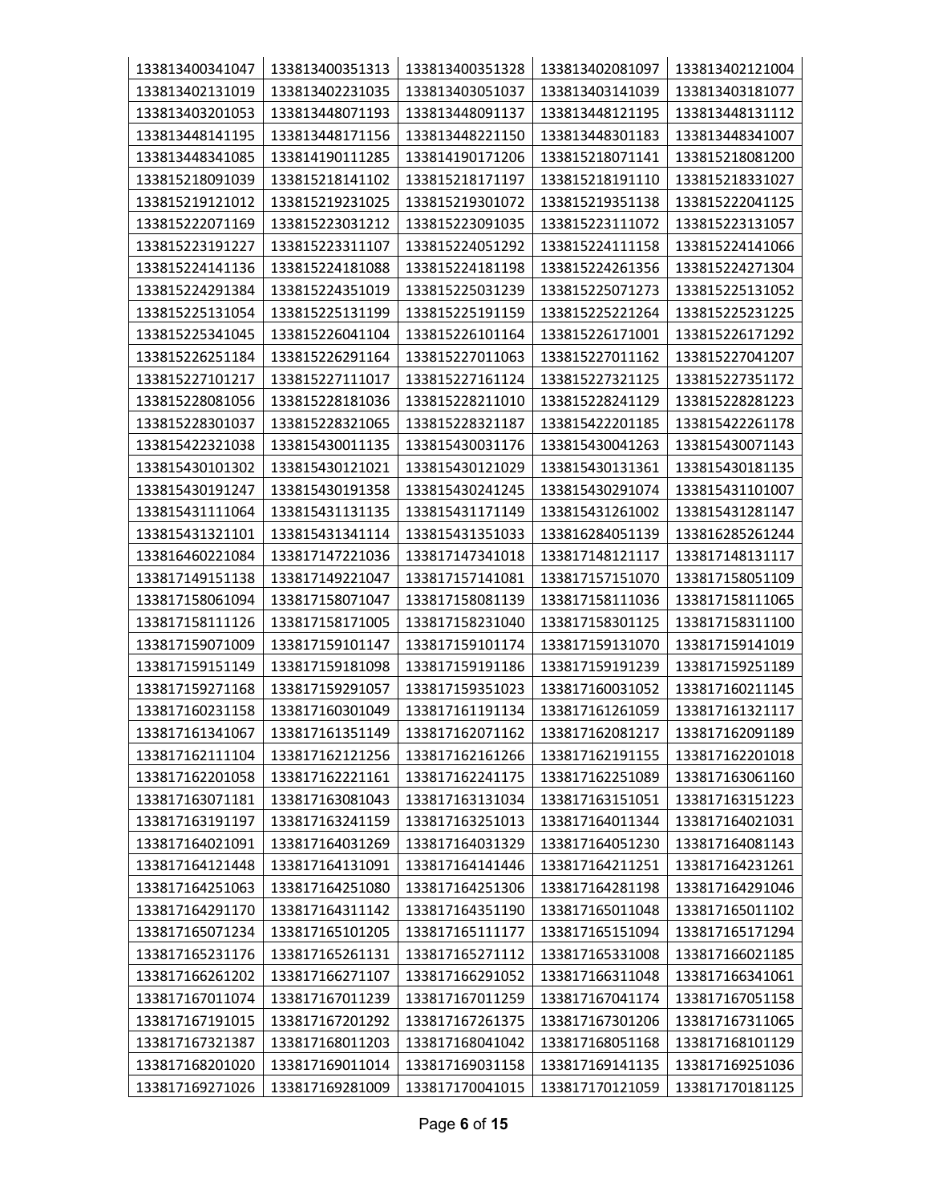| 133813400341047 | 133813400351313 | 133813400351328 | 133813402081097 | 133813402121004 |
|---|---|---|---|---|
| 133813402131019 | 133813402231035 | 133813403051037 | 133813403141039 | 133813403181077 |
| 133813403201053 | 133813448071193 | 133813448091137 | 133813448121195 | 133813448131112 |
| 133813448141195 | 133813448171156 | 133813448221150 | 133813448301183 | 133813448341007 |
| 133813448341085 | 133814190111285 | 133814190171206 | 133815218071141 | 133815218081200 |
| 133815218091039 | 133815218141102 | 133815218171197 | 133815218191110 | 133815218331027 |
| 133815219121012 | 133815219231025 | 133815219301072 | 133815219351138 | 133815222041125 |
| 133815222071169 | 133815223031212 | 133815223091035 | 133815223111072 | 133815223131057 |
| 133815223191227 | 133815223311107 | 133815224051292 | 133815224111158 | 133815224141066 |
| 133815224141136 | 133815224181088 | 133815224181198 | 133815224261356 | 133815224271304 |
| 133815224291384 | 133815224351019 | 133815225031239 | 133815225071273 | 133815225131052 |
| 133815225131054 | 133815225131199 | 133815225191159 | 133815225221264 | 133815225231225 |
| 133815225341045 | 133815226041104 | 133815226101164 | 133815226171001 | 133815226171292 |
| 133815226251184 | 133815226291164 | 133815227011063 | 133815227011162 | 133815227041207 |
| 133815227101217 | 133815227111017 | 133815227161124 | 133815227321125 | 133815227351172 |
| 133815228081056 | 133815228181036 | 133815228211010 | 133815228241129 | 133815228281223 |
| 133815228301037 | 133815228321065 | 133815228321187 | 133815422201185 | 133815422261178 |
| 133815422321038 | 133815430011135 | 133815430031176 | 133815430041263 | 133815430071143 |
| 133815430101302 | 133815430121021 | 133815430121029 | 133815430131361 | 133815430181135 |
| 133815430191247 | 133815430191358 | 133815430241245 | 133815430291074 | 133815431101007 |
| 133815431111064 | 133815431131135 | 133815431171149 | 133815431261002 | 133815431281147 |
| 133815431321101 | 133815431341114 | 133815431351033 | 133816284051139 | 133816285261244 |
| 133816460221084 | 133817147221036 | 133817147341018 | 133817148121117 | 133817148131117 |
| 133817149151138 | 133817149221047 | 133817157141081 | 133817157151070 | 133817158051109 |
| 133817158061094 | 133817158071047 | 133817158081139 | 133817158111036 | 133817158111065 |
| 133817158111126 | 133817158171005 | 133817158231040 | 133817158301125 | 133817158311100 |
| 133817159071009 | 133817159101147 | 133817159101174 | 133817159131070 | 133817159141019 |
| 133817159151149 | 133817159181098 | 133817159191186 | 133817159191239 | 133817159251189 |
| 133817159271168 | 133817159291057 | 133817159351023 | 133817160031052 | 133817160211145 |
| 133817160231158 | 133817160301049 | 133817161191134 | 133817161261059 | 133817161321117 |
| 133817161341067 | 133817161351149 | 133817162071162 | 133817162081217 | 133817162091189 |
| 133817162111104 | 133817162121256 | 133817162161266 | 133817162191155 | 133817162201018 |
| 133817162201058 | 133817162221161 | 133817162241175 | 133817162251089 | 133817163061160 |
| 133817163071181 | 133817163081043 | 133817163131034 | 133817163151051 | 133817163151223 |
| 133817163191197 | 133817163241159 | 133817163251013 | 133817164011344 | 133817164021031 |
| 133817164021091 | 133817164031269 | 133817164031329 | 133817164051230 | 133817164081143 |
| 133817164121448 | 133817164131091 | 133817164141446 | 133817164211251 | 133817164231261 |
| 133817164251063 | 133817164251080 | 133817164251306 | 133817164281198 | 133817164291046 |
| 133817164291170 | 133817164311142 | 133817164351190 | 133817165011048 | 133817165011102 |
| 133817165071234 | 133817165101205 | 133817165111177 | 133817165151094 | 133817165171294 |
| 133817165231176 | 133817165261131 | 133817165271112 | 133817165331008 | 133817166021185 |
| 133817166261202 | 133817166271107 | 133817166291052 | 133817166311048 | 133817166341061 |
| 133817167011074 | 133817167011239 | 133817167011259 | 133817167041174 | 133817167051158 |
| 133817167191015 | 133817167201292 | 133817167261375 | 133817167301206 | 133817167311065 |
| 133817167321387 | 133817168011203 | 133817168041042 | 133817168051168 | 133817168101129 |
| 133817168201020 | 133817169011014 | 133817169031158 | 133817169141135 | 133817169251036 |
| 133817169271026 | 133817169281009 | 133817170041015 | 133817170121059 | 133817170181125 |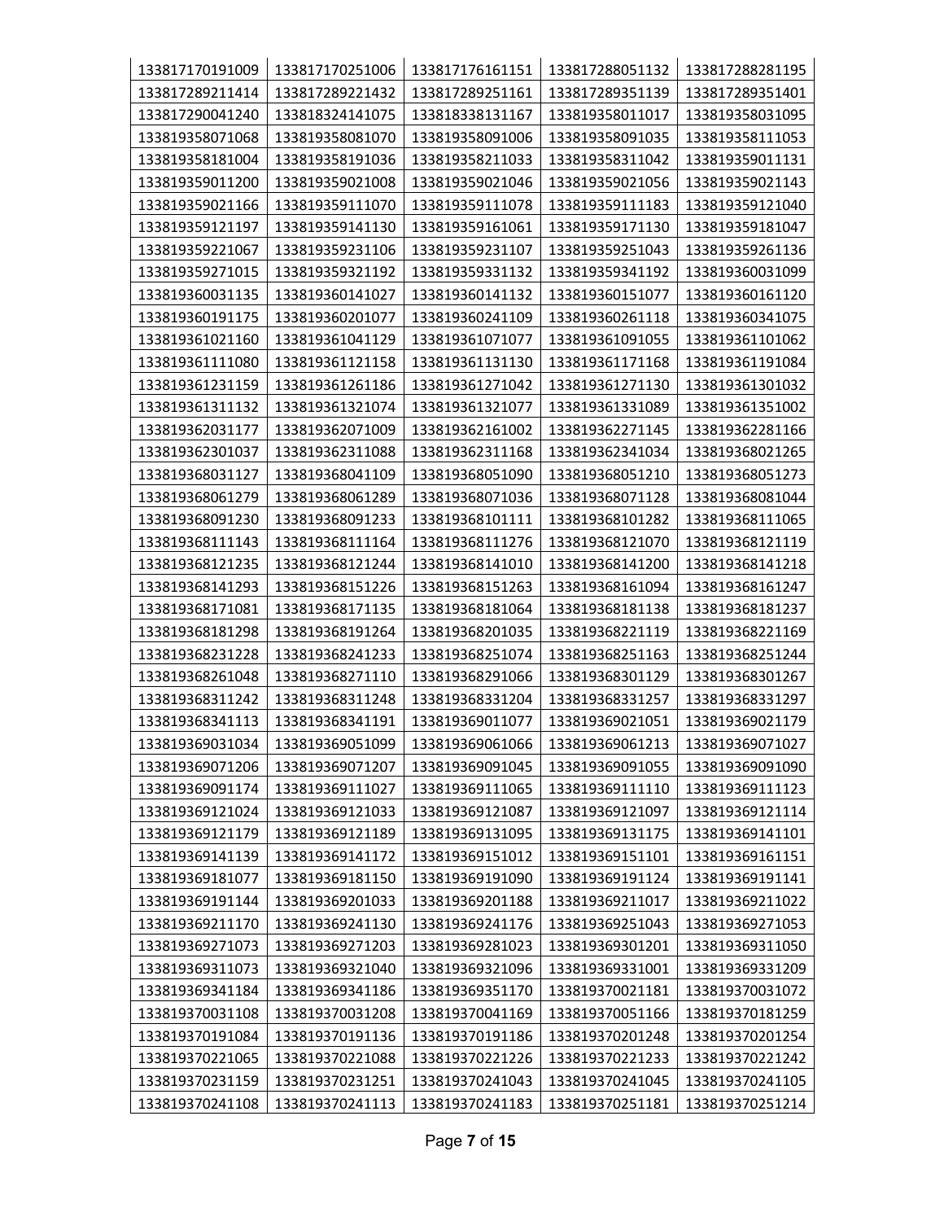| 133817170191009 | 133817170251006 | 133817176161151 | 133817288051132 | 133817288281195 |
|---|---|---|---|---|
| 133817289211414 | 133817289221432 | 133817289251161 | 133817289351139 | 133817289351401 |
| 133817290041240 | 133818324141075 | 133818338131167 | 133819358011017 | 133819358031095 |
| 133819358071068 | 133819358081070 | 133819358091006 | 133819358091035 | 133819358111053 |
| 133819358181004 | 133819358191036 | 133819358211033 | 133819358311042 | 133819359011131 |
| 133819359011200 | 133819359021008 | 133819359021046 | 133819359021056 | 133819359021143 |
| 133819359021166 | 133819359111070 | 133819359111078 | 133819359111183 | 133819359121040 |
| 133819359121197 | 133819359141130 | 133819359161061 | 133819359171130 | 133819359181047 |
| 133819359221067 | 133819359231106 | 133819359231107 | 133819359251043 | 133819359261136 |
| 133819359271015 | 133819359321192 | 133819359331132 | 133819359341192 | 133819360031099 |
| 133819360031135 | 133819360141027 | 133819360141132 | 133819360151077 | 133819360161120 |
| 133819360191175 | 133819360201077 | 133819360241109 | 133819360261118 | 133819360341075 |
| 133819361021160 | 133819361041129 | 133819361071077 | 133819361091055 | 133819361101062 |
| 133819361111080 | 133819361121158 | 133819361131130 | 133819361171168 | 133819361191084 |
| 133819361231159 | 133819361261186 | 133819361271042 | 133819361271130 | 133819361301032 |
| 133819361311132 | 133819361321074 | 133819361321077 | 133819361331089 | 133819361351002 |
| 133819362031177 | 133819362071009 | 133819362161002 | 133819362271145 | 133819362281166 |
| 133819362301037 | 133819362311088 | 133819362311168 | 133819362341034 | 133819368021265 |
| 133819368031127 | 133819368041109 | 133819368051090 | 133819368051210 | 133819368051273 |
| 133819368061279 | 133819368061289 | 133819368071036 | 133819368071128 | 133819368081044 |
| 133819368091230 | 133819368091233 | 133819368101111 | 133819368101282 | 133819368111065 |
| 133819368111143 | 133819368111164 | 133819368111276 | 133819368121070 | 133819368121119 |
| 133819368121235 | 133819368121244 | 133819368141010 | 133819368141200 | 133819368141218 |
| 133819368141293 | 133819368151226 | 133819368151263 | 133819368161094 | 133819368161247 |
| 133819368171081 | 133819368171135 | 133819368181064 | 133819368181138 | 133819368181237 |
| 133819368181298 | 133819368191264 | 133819368201035 | 133819368221119 | 133819368221169 |
| 133819368231228 | 133819368241233 | 133819368251074 | 133819368251163 | 133819368251244 |
| 133819368261048 | 133819368271110 | 133819368291066 | 133819368301129 | 133819368301267 |
| 133819368311242 | 133819368311248 | 133819368331204 | 133819368331257 | 133819368331297 |
| 133819368341113 | 133819368341191 | 133819369011077 | 133819369021051 | 133819369021179 |
| 133819369031034 | 133819369051099 | 133819369061066 | 133819369061213 | 133819369071027 |
| 133819369071206 | 133819369071207 | 133819369091045 | 133819369091055 | 133819369091090 |
| 133819369091174 | 133819369111027 | 133819369111065 | 133819369111110 | 133819369111123 |
| 133819369121024 | 133819369121033 | 133819369121087 | 133819369121097 | 133819369121114 |
| 133819369121179 | 133819369121189 | 133819369131095 | 133819369131175 | 133819369141101 |
| 133819369141139 | 133819369141172 | 133819369151012 | 133819369151101 | 133819369161151 |
| 133819369181077 | 133819369181150 | 133819369191090 | 133819369191124 | 133819369191141 |
| 133819369191144 | 133819369201033 | 133819369201188 | 133819369211017 | 133819369211022 |
| 133819369211170 | 133819369241130 | 133819369241176 | 133819369251043 | 133819369271053 |
| 133819369271073 | 133819369271203 | 133819369281023 | 133819369301201 | 133819369311050 |
| 133819369311073 | 133819369321040 | 133819369321096 | 133819369331001 | 133819369331209 |
| 133819369341184 | 133819369341186 | 133819369351170 | 133819370021181 | 133819370031072 |
| 133819370031108 | 133819370031208 | 133819370041169 | 133819370051166 | 133819370181259 |
| 133819370191084 | 133819370191136 | 133819370191186 | 133819370201248 | 133819370201254 |
| 133819370221065 | 133819370221088 | 133819370221226 | 133819370221233 | 133819370221242 |
| 133819370231159 | 133819370231251 | 133819370241043 | 133819370241045 | 133819370241105 |
| 133819370241108 | 133819370241113 | 133819370241183 | 133819370251181 | 133819370251214 |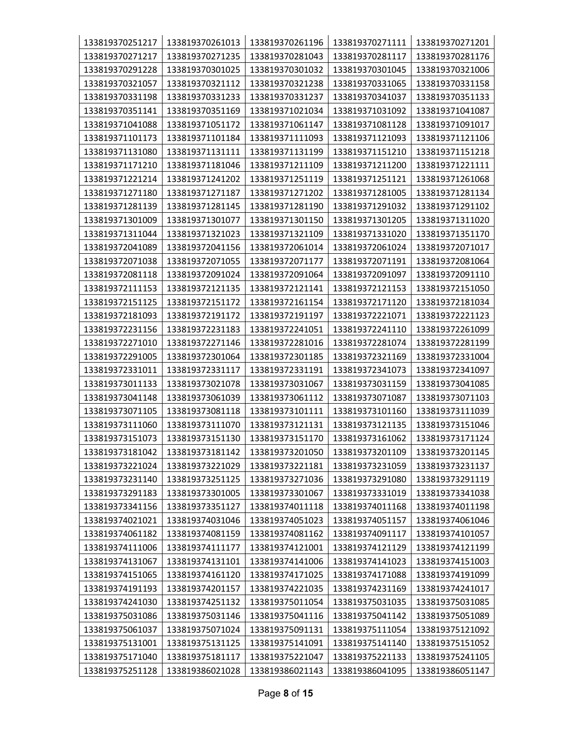| 133819370251217 | 133819370261013 | 133819370261196 | 133819370271111 | 133819370271201 |
|---|---|---|---|---|
| 133819370271217 | 133819370271235 | 133819370281043 | 133819370281117 | 133819370281176 |
| 133819370291228 | 133819370301025 | 133819370301032 | 133819370301045 | 133819370321006 |
| 133819370321057 | 133819370321112 | 133819370321238 | 133819370331065 | 133819370331158 |
| 133819370331198 | 133819370331233 | 133819370331237 | 133819370341037 | 133819370351133 |
| 133819370351141 | 133819370351169 | 133819371021034 | 133819371031092 | 133819371041087 |
| 133819371041088 | 133819371051172 | 133819371061147 | 133819371081128 | 133819371091017 |
| 133819371101173 | 133819371101184 | 133819371111093 | 133819371121093 | 133819371121106 |
| 133819371131080 | 133819371131111 | 133819371131199 | 133819371151210 | 133819371151218 |
| 133819371171210 | 133819371181046 | 133819371211109 | 133819371211200 | 133819371221111 |
| 133819371221214 | 133819371241202 | 133819371251119 | 133819371251121 | 133819371261068 |
| 133819371271180 | 133819371271187 | 133819371271202 | 133819371281005 | 133819371281134 |
| 133819371281139 | 133819371281145 | 133819371281190 | 133819371291032 | 133819371291102 |
| 133819371301009 | 133819371301077 | 133819371301150 | 133819371301205 | 133819371311020 |
| 133819371311044 | 133819371321023 | 133819371321109 | 133819371331020 | 133819371351170 |
| 133819372041089 | 133819372041156 | 133819372061014 | 133819372061024 | 133819372071017 |
| 133819372071038 | 133819372071055 | 133819372071177 | 133819372071191 | 133819372081064 |
| 133819372081118 | 133819372091024 | 133819372091064 | 133819372091097 | 133819372091110 |
| 133819372111153 | 133819372121135 | 133819372121141 | 133819372121153 | 133819372151050 |
| 133819372151125 | 133819372151172 | 133819372161154 | 133819372171120 | 133819372181034 |
| 133819372181093 | 133819372191172 | 133819372191197 | 133819372221071 | 133819372221123 |
| 133819372231156 | 133819372231183 | 133819372241051 | 133819372241110 | 133819372261099 |
| 133819372271010 | 133819372271146 | 133819372281016 | 133819372281074 | 133819372281199 |
| 133819372291005 | 133819372301064 | 133819372301185 | 133819372321169 | 133819372331004 |
| 133819372331011 | 133819372331117 | 133819372331191 | 133819372341073 | 133819372341097 |
| 133819373011133 | 133819373021078 | 133819373031067 | 133819373031159 | 133819373041085 |
| 133819373041148 | 133819373061039 | 133819373061112 | 133819373071087 | 133819373071103 |
| 133819373071105 | 133819373081118 | 133819373101111 | 133819373101160 | 133819373111039 |
| 133819373111060 | 133819373111070 | 133819373121131 | 133819373121135 | 133819373151046 |
| 133819373151073 | 133819373151130 | 133819373151170 | 133819373161062 | 133819373171124 |
| 133819373181042 | 133819373181142 | 133819373201050 | 133819373201109 | 133819373201145 |
| 133819373221024 | 133819373221029 | 133819373221181 | 133819373231059 | 133819373231137 |
| 133819373231140 | 133819373251125 | 133819373271036 | 133819373291080 | 133819373291119 |
| 133819373291183 | 133819373301005 | 133819373301067 | 133819373331019 | 133819373341038 |
| 133819373341156 | 133819373351127 | 133819374011118 | 133819374011168 | 133819374011198 |
| 133819374021021 | 133819374031046 | 133819374051023 | 133819374051157 | 133819374061046 |
| 133819374061182 | 133819374081159 | 133819374081162 | 133819374091117 | 133819374101057 |
| 133819374111006 | 133819374111177 | 133819374121001 | 133819374121129 | 133819374121199 |
| 133819374131067 | 133819374131101 | 133819374141006 | 133819374141023 | 133819374151003 |
| 133819374151065 | 133819374161120 | 133819374171025 | 133819374171088 | 133819374191099 |
| 133819374191193 | 133819374201157 | 133819374221035 | 133819374231169 | 133819374241017 |
| 133819374241030 | 133819374251132 | 133819375011054 | 133819375031035 | 133819375031085 |
| 133819375031086 | 133819375031146 | 133819375041116 | 133819375041142 | 133819375051089 |
| 133819375061037 | 133819375071024 | 133819375091131 | 133819375111054 | 133819375121092 |
| 133819375131001 | 133819375131125 | 133819375141091 | 133819375141140 | 133819375151052 |
| 133819375171040 | 133819375181117 | 133819375221047 | 133819375221133 | 133819375241105 |
| 133819375251128 | 133819386021028 | 133819386021143 | 133819386041095 | 133819386051147 |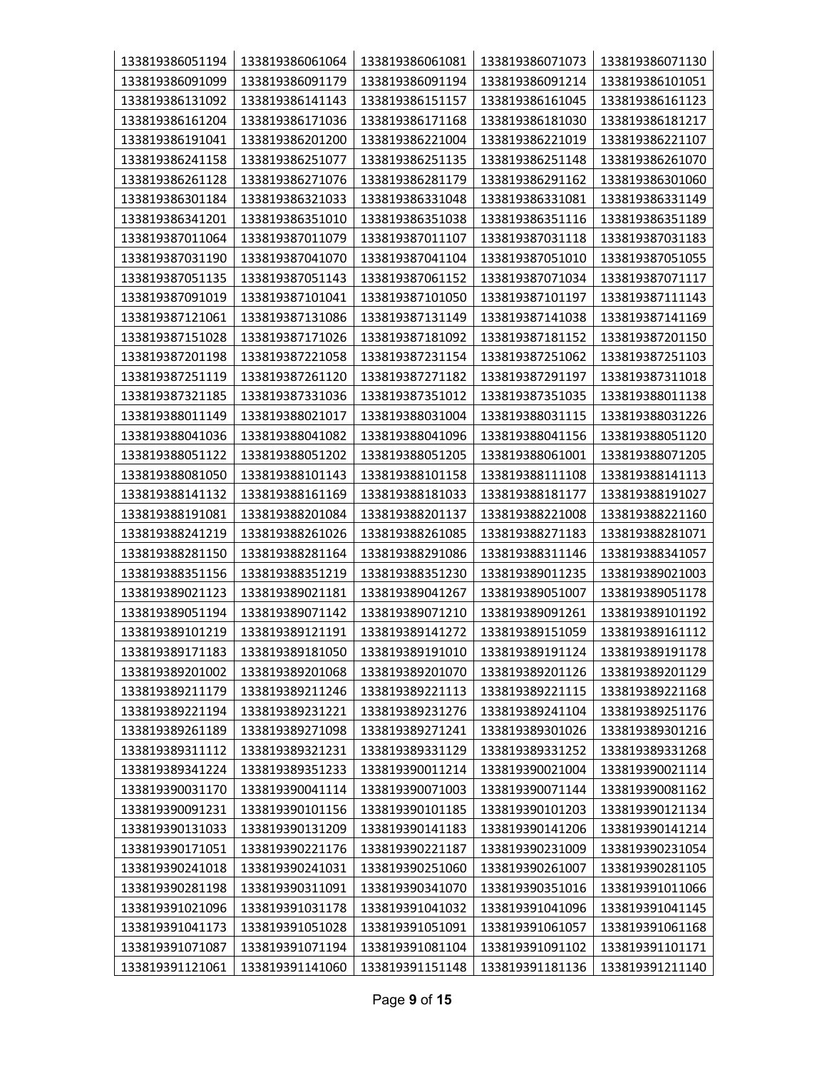| 133819386051194 | 133819386061064 | 133819386061081 | 133819386071073 | 133819386071130 |
|---|---|---|---|---|
| 133819386091099 | 133819386091179 | 133819386091194 | 133819386091214 | 133819386101051 |
| 133819386131092 | 133819386141143 | 133819386151157 | 133819386161045 | 133819386161123 |
| 133819386161204 | 133819386171036 | 133819386171168 | 133819386181030 | 133819386181217 |
| 133819386191041 | 133819386201200 | 133819386221004 | 133819386221019 | 133819386221107 |
| 133819386241158 | 133819386251077 | 133819386251135 | 133819386251148 | 133819386261070 |
| 133819386261128 | 133819386271076 | 133819386281179 | 133819386291162 | 133819386301060 |
| 133819386301184 | 133819386321033 | 133819386331048 | 133819386331081 | 133819386331149 |
| 133819386341201 | 133819386351010 | 133819386351038 | 133819386351116 | 133819386351189 |
| 133819387011064 | 133819387011079 | 133819387011107 | 133819387031118 | 133819387031183 |
| 133819387031190 | 133819387041070 | 133819387041104 | 133819387051010 | 133819387051055 |
| 133819387051135 | 133819387051143 | 133819387061152 | 133819387071034 | 133819387071117 |
| 133819387091019 | 133819387101041 | 133819387101050 | 133819387101197 | 133819387111143 |
| 133819387121061 | 133819387131086 | 133819387131149 | 133819387141038 | 133819387141169 |
| 133819387151028 | 133819387171026 | 133819387181092 | 133819387181152 | 133819387201150 |
| 133819387201198 | 133819387221058 | 133819387231154 | 133819387251062 | 133819387251103 |
| 133819387251119 | 133819387261120 | 133819387271182 | 133819387291197 | 133819387311018 |
| 133819387321185 | 133819387331036 | 133819387351012 | 133819387351035 | 133819388011138 |
| 133819388011149 | 133819388021017 | 133819388031004 | 133819388031115 | 133819388031226 |
| 133819388041036 | 133819388041082 | 133819388041096 | 133819388041156 | 133819388051120 |
| 133819388051122 | 133819388051202 | 133819388051205 | 133819388061001 | 133819388071205 |
| 133819388081050 | 133819388101143 | 133819388101158 | 133819388111108 | 133819388141113 |
| 133819388141132 | 133819388161169 | 133819388181033 | 133819388181177 | 133819388191027 |
| 133819388191081 | 133819388201084 | 133819388201137 | 133819388221008 | 133819388221160 |
| 133819388241219 | 133819388261026 | 133819388261085 | 133819388271183 | 133819388281071 |
| 133819388281150 | 133819388281164 | 133819388291086 | 133819388311146 | 133819388341057 |
| 133819388351156 | 133819388351219 | 133819388351230 | 133819389011235 | 133819389021003 |
| 133819389021123 | 133819389021181 | 133819389041267 | 133819389051007 | 133819389051178 |
| 133819389051194 | 133819389071142 | 133819389071210 | 133819389091261 | 133819389101192 |
| 133819389101219 | 133819389121191 | 133819389141272 | 133819389151059 | 133819389161112 |
| 133819389171183 | 133819389181050 | 133819389191010 | 133819389191124 | 133819389191178 |
| 133819389201002 | 133819389201068 | 133819389201070 | 133819389201126 | 133819389201129 |
| 133819389211179 | 133819389211246 | 133819389221113 | 133819389221115 | 133819389221168 |
| 133819389221194 | 133819389231221 | 133819389231276 | 133819389241104 | 133819389251176 |
| 133819389261189 | 133819389271098 | 133819389271241 | 133819389301026 | 133819389301216 |
| 133819389311112 | 133819389321231 | 133819389331129 | 133819389331252 | 133819389331268 |
| 133819389341224 | 133819389351233 | 133819390011214 | 133819390021004 | 133819390021114 |
| 133819390031170 | 133819390041114 | 133819390071003 | 133819390071144 | 133819390081162 |
| 133819390091231 | 133819390101156 | 133819390101185 | 133819390101203 | 133819390121134 |
| 133819390131033 | 133819390131209 | 133819390141183 | 133819390141206 | 133819390141214 |
| 133819390171051 | 133819390221176 | 133819390221187 | 133819390231009 | 133819390231054 |
| 133819390241018 | 133819390241031 | 133819390251060 | 133819390261007 | 133819390281105 |
| 133819390281198 | 133819390311091 | 133819390341070 | 133819390351016 | 133819391011066 |
| 133819391021096 | 133819391031178 | 133819391041032 | 133819391041096 | 133819391041145 |
| 133819391041173 | 133819391051028 | 133819391051091 | 133819391061057 | 133819391061168 |
| 133819391071087 | 133819391071194 | 133819391081104 | 133819391091102 | 133819391101171 |
| 133819391121061 | 133819391141060 | 133819391151148 | 133819391181136 | 133819391211140 |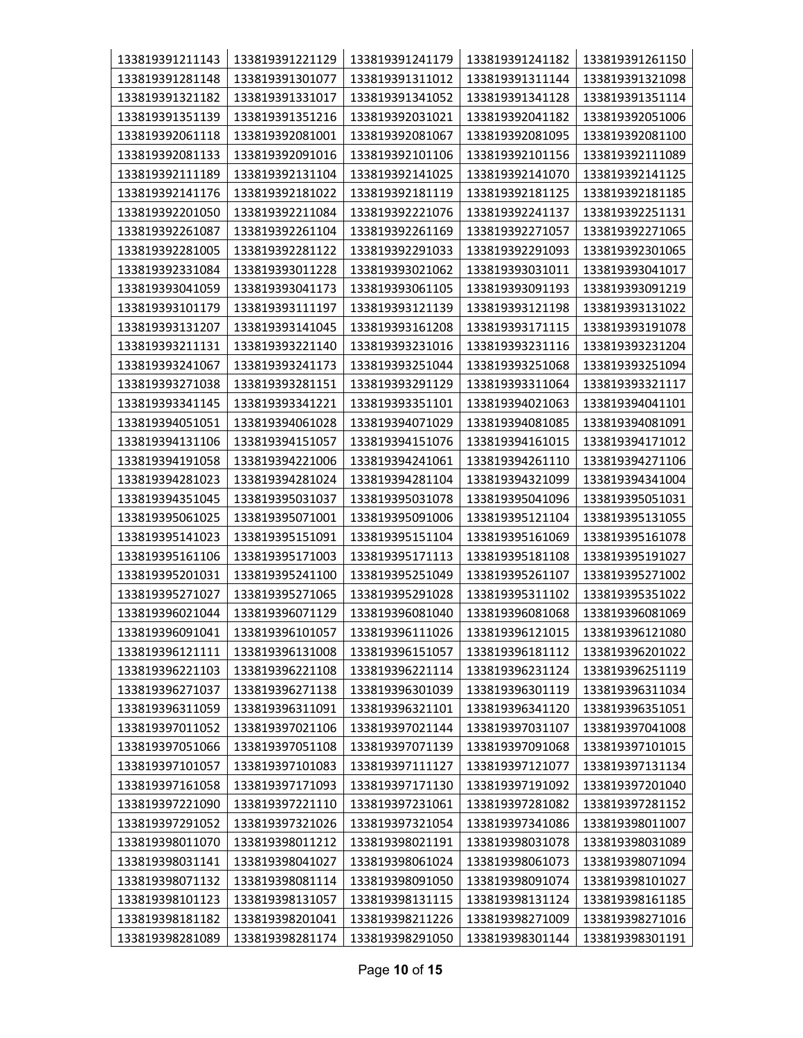| 133819391211143 | 133819391221129 | 133819391241179 | 133819391241182 | 133819391261150 |
|---|---|---|---|---|
| 133819391281148 | 133819391301077 | 133819391311012 | 133819391311144 | 133819391321098 |
| 133819391321182 | 133819391331017 | 133819391341052 | 133819391341128 | 133819391351114 |
| 133819391351139 | 133819391351216 | 133819392031021 | 133819392041182 | 133819392051006 |
| 133819392061118 | 133819392081001 | 133819392081067 | 133819392081095 | 133819392081100 |
| 133819392081133 | 133819392091016 | 133819392101106 | 133819392101156 | 133819392111089 |
| 133819392111189 | 133819392131104 | 133819392141025 | 133819392141070 | 133819392141125 |
| 133819392141176 | 133819392181022 | 133819392181119 | 133819392181125 | 133819392181185 |
| 133819392201050 | 133819392211084 | 133819392221076 | 133819392241137 | 133819392251131 |
| 133819392261087 | 133819392261104 | 133819392261169 | 133819392271057 | 133819392271065 |
| 133819392281005 | 133819392281122 | 133819392291033 | 133819392291093 | 133819392301065 |
| 133819392331084 | 133819393011228 | 133819393021062 | 133819393031011 | 133819393041017 |
| 133819393041059 | 133819393041173 | 133819393061105 | 133819393091193 | 133819393091219 |
| 133819393101179 | 133819393111197 | 133819393121139 | 133819393121198 | 133819393131022 |
| 133819393131207 | 133819393141045 | 133819393161208 | 133819393171115 | 133819393191078 |
| 133819393211131 | 133819393221140 | 133819393231016 | 133819393231116 | 133819393231204 |
| 133819393241067 | 133819393241173 | 133819393251044 | 133819393251068 | 133819393251094 |
| 133819393271038 | 133819393281151 | 133819393291129 | 133819393311064 | 133819393321117 |
| 133819393341145 | 133819393341221 | 133819393351101 | 133819394021063 | 133819394041101 |
| 133819394051051 | 133819394061028 | 133819394071029 | 133819394081085 | 133819394081091 |
| 133819394131106 | 133819394151057 | 133819394151076 | 133819394161015 | 133819394171012 |
| 133819394191058 | 133819394221006 | 133819394241061 | 133819394261110 | 133819394271106 |
| 133819394281023 | 133819394281024 | 133819394281104 | 133819394321099 | 133819394341004 |
| 133819394351045 | 133819395031037 | 133819395031078 | 133819395041096 | 133819395051031 |
| 133819395061025 | 133819395071001 | 133819395091006 | 133819395121104 | 133819395131055 |
| 133819395141023 | 133819395151091 | 133819395151104 | 133819395161069 | 133819395161078 |
| 133819395161106 | 133819395171003 | 133819395171113 | 133819395181108 | 133819395191027 |
| 133819395201031 | 133819395241100 | 133819395251049 | 133819395261107 | 133819395271002 |
| 133819395271027 | 133819395271065 | 133819395291028 | 133819395311102 | 133819395351022 |
| 133819396021044 | 133819396071129 | 133819396081040 | 133819396081068 | 133819396081069 |
| 133819396091041 | 133819396101057 | 133819396111026 | 133819396121015 | 133819396121080 |
| 133819396121111 | 133819396131008 | 133819396151057 | 133819396181112 | 133819396201022 |
| 133819396221103 | 133819396221108 | 133819396221114 | 133819396231124 | 133819396251119 |
| 133819396271037 | 133819396271138 | 133819396301039 | 133819396301119 | 133819396311034 |
| 133819396311059 | 133819396311091 | 133819396321101 | 133819396341120 | 133819396351051 |
| 133819397011052 | 133819397021106 | 133819397021144 | 133819397031107 | 133819397041008 |
| 133819397051066 | 133819397051108 | 133819397071139 | 133819397091068 | 133819397101015 |
| 133819397101057 | 133819397101083 | 133819397111127 | 133819397121077 | 133819397131134 |
| 133819397161058 | 133819397171093 | 133819397171130 | 133819397191092 | 133819397201040 |
| 133819397221090 | 133819397221110 | 133819397231061 | 133819397281082 | 133819397281152 |
| 133819397291052 | 133819397321026 | 133819397321054 | 133819397341086 | 133819398011007 |
| 133819398011070 | 133819398011212 | 133819398021191 | 133819398031078 | 133819398031089 |
| 133819398031141 | 133819398041027 | 133819398061024 | 133819398061073 | 133819398071094 |
| 133819398071132 | 133819398081114 | 133819398091050 | 133819398091074 | 133819398101027 |
| 133819398101123 | 133819398131057 | 133819398131115 | 133819398131124 | 133819398161185 |
| 133819398181182 | 133819398201041 | 133819398211226 | 133819398271009 | 133819398271016 |
| 133819398281089 | 133819398281174 | 133819398291050 | 133819398301144 | 133819398301191 |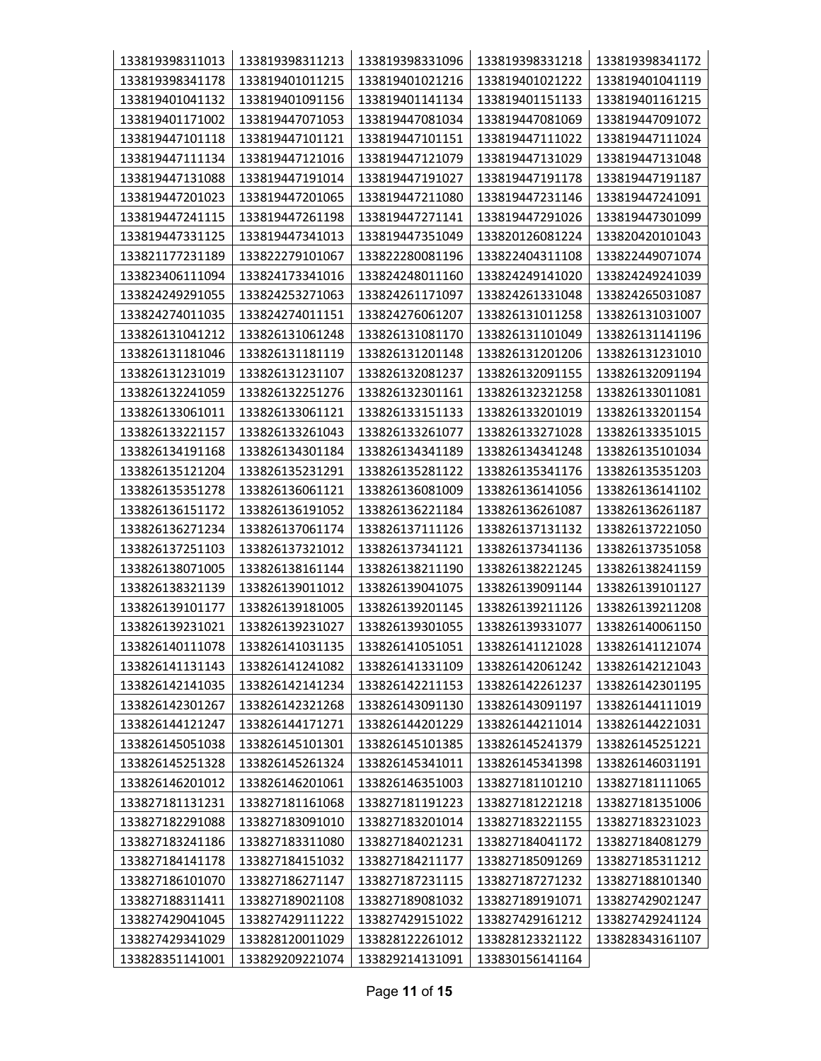| | | | | |
|---|---|---|---|---|
| 133819398311013 | 133819398311213 | 133819398331096 | 133819398331218 | 133819398341172 |
| 133819398341178 | 133819401011215 | 133819401021216 | 133819401021222 | 133819401041119 |
| 133819401041132 | 133819401091156 | 133819401141134 | 133819401151133 | 133819401161215 |
| 133819401171002 | 133819447071053 | 133819447081034 | 133819447081069 | 133819447091072 |
| 133819447101118 | 133819447101121 | 133819447101151 | 133819447111022 | 133819447111024 |
| 133819447111134 | 133819447121016 | 133819447121079 | 133819447131029 | 133819447131048 |
| 133819447131088 | 133819447191014 | 133819447191027 | 133819447191178 | 133819447191187 |
| 133819447201023 | 133819447201065 | 133819447211080 | 133819447231146 | 133819447241091 |
| 133819447241115 | 133819447261198 | 133819447271141 | 133819447291026 | 133819447301099 |
| 133819447331125 | 133819447341013 | 133819447351049 | 133820126081224 | 133820420101043 |
| 133821177231189 | 133822279101067 | 133822280081196 | 133822404311108 | 133822449071074 |
| 133823406111094 | 133824173341016 | 133824248011160 | 133824249141020 | 133824249241039 |
| 133824249291055 | 133824253271063 | 133824261171097 | 133824261331048 | 133824265031087 |
| 133824274011035 | 133824274011151 | 133824276061207 | 133826131011258 | 133826131031007 |
| 133826131041212 | 133826131061248 | 133826131081170 | 133826131101049 | 133826131141196 |
| 133826131181046 | 133826131181119 | 133826131201148 | 133826131201206 | 133826131231010 |
| 133826131231019 | 133826131231107 | 133826132081237 | 133826132091155 | 133826132091194 |
| 133826132241059 | 133826132251276 | 133826132301161 | 133826132321258 | 133826133011081 |
| 133826133061011 | 133826133061121 | 133826133151133 | 133826133201019 | 133826133201154 |
| 133826133221157 | 133826133261043 | 133826133261077 | 133826133271028 | 133826133351015 |
| 133826134191168 | 133826134301184 | 133826134341189 | 133826134341248 | 133826135101034 |
| 133826135121204 | 133826135231291 | 133826135281122 | 133826135341176 | 133826135351203 |
| 133826135351278 | 133826136061121 | 133826136081009 | 133826136141056 | 133826136141102 |
| 133826136151172 | 133826136191052 | 133826136221184 | 133826136261087 | 133826136261187 |
| 133826136271234 | 133826137061174 | 133826137111126 | 133826137131132 | 133826137221050 |
| 133826137251103 | 133826137321012 | 133826137341121 | 133826137341136 | 133826137351058 |
| 133826138071005 | 133826138161144 | 133826138211190 | 133826138221245 | 133826138241159 |
| 133826138321139 | 133826139011012 | 133826139041075 | 133826139091144 | 133826139101127 |
| 133826139101177 | 133826139181005 | 133826139201145 | 133826139211126 | 133826139211208 |
| 133826139231021 | 133826139231027 | 133826139301055 | 133826139331077 | 133826140061150 |
| 133826140111078 | 133826141031135 | 133826141051051 | 133826141121028 | 133826141121074 |
| 133826141131143 | 133826141241082 | 133826141331109 | 133826142061242 | 133826142121043 |
| 133826142141035 | 133826142141234 | 133826142211153 | 133826142261237 | 133826142301195 |
| 133826142301267 | 133826142321268 | 133826143091130 | 133826143091197 | 133826144111019 |
| 133826144121247 | 133826144171271 | 133826144201229 | 133826144211014 | 133826144221031 |
| 133826145051038 | 133826145101301 | 133826145101385 | 133826145241379 | 133826145251221 |
| 133826145251328 | 133826145261324 | 133826145341011 | 133826145341398 | 133826146031191 |
| 133826146201012 | 133826146201061 | 133826146351003 | 133827181101210 | 133827181111065 |
| 133827181131231 | 133827181161068 | 133827181191223 | 133827181221218 | 133827181351006 |
| 133827182291088 | 133827183091010 | 133827183201014 | 133827183221155 | 133827183231023 |
| 133827183241186 | 133827183311080 | 133827184021231 | 133827184041172 | 133827184081279 |
| 133827184141178 | 133827184151032 | 133827184211177 | 133827185091269 | 133827185311212 |
| 133827186101070 | 133827186271147 | 133827187231115 | 133827187271232 | 133827188101340 |
| 133827188311411 | 133827189021108 | 133827189081032 | 133827189191071 | 133827429021247 |
| 133827429041045 | 133827429111222 | 133827429151022 | 133827429161212 | 133827429241124 |
| 133827429341029 | 133828120011029 | 133828122261012 | 133828123321122 | 133828343161107 |
| 133828351141001 | 133829209221074 | 133829214131091 | 133830156141164 | |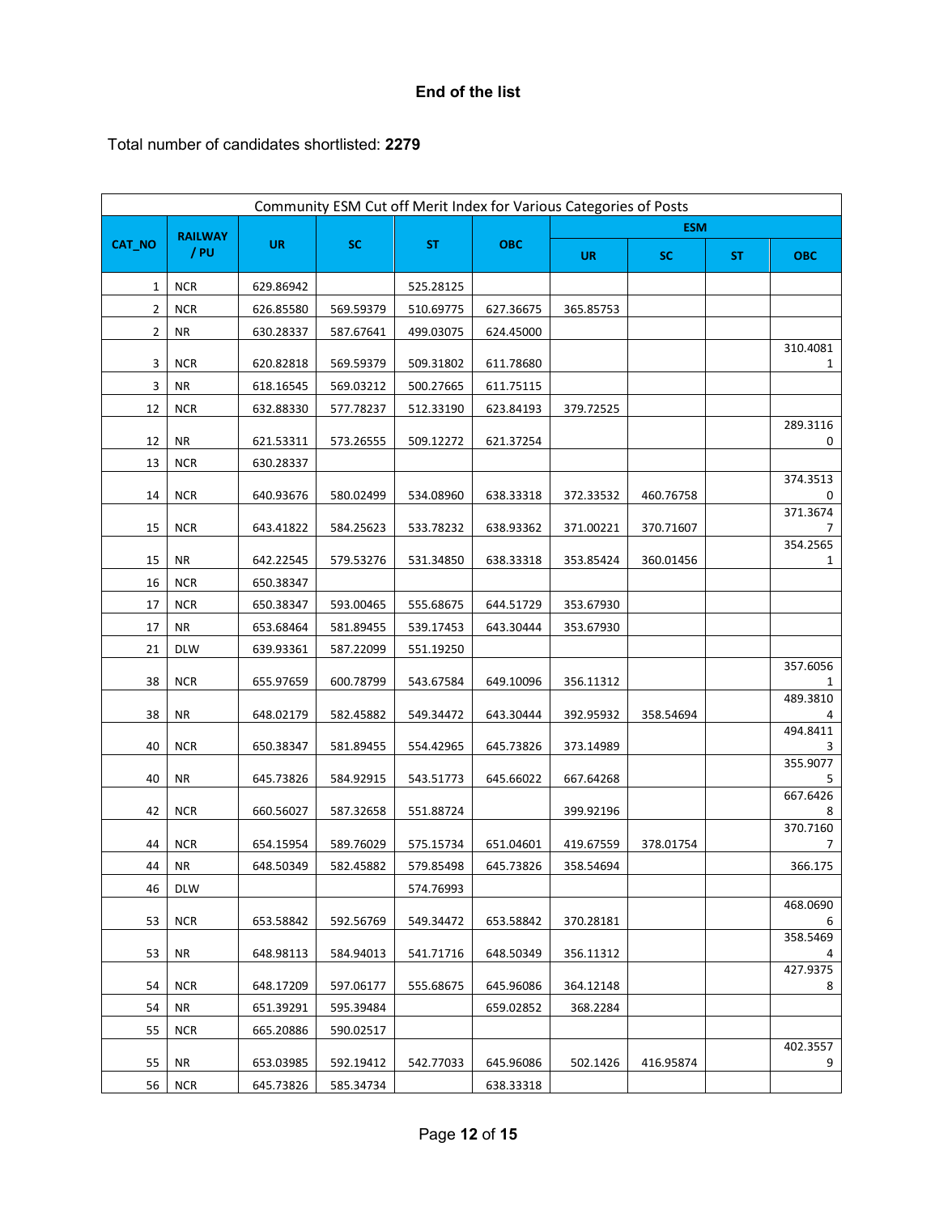**End of the list**

Total number of candidates shortlisted: **2279**

| Community ESM Cut off Merit Index for Various Categories of Posts | | | | | | | | | |
|---|---|---|---|---|---|---|---|---|---|
| CAT_NO | RAILWAY / PU | UR | SC | ST | OBC | ESM | | | |
| | | | | | | UR | SC | ST | OBC |
| 1 | NCR | 629.86942 | | 525.28125 | | | | | |
| 2 | NCR | 626.85580 | 569.59379 | 510.69775 | 627.36675 | 365.85753 | | | |
| 2 | NR | 630.28337 | 587.67641 | 499.03075 | 624.45000 | | | | |
| 3 | NCR | 620.82818 | 569.59379 | 509.31802 | 611.78680 | | | | 310.40811 |
| 3 | NR | 618.16545 | 569.03212 | 500.27665 | 611.75115 | | | | |
| 12 | NCR | 632.88330 | 577.78237 | 512.33190 | 623.84193 | 379.72525 | | | |
| 12 | NR | 621.53311 | 573.26555 | 509.12272 | 621.37254 | | | | 289.31160 |
| 13 | NCR | 630.28337 | | | | | | | |
| 14 | NCR | 640.93676 | 580.02499 | 534.08960 | 638.33318 | 372.33532 | 460.76758 | | 374.35130 |
| 15 | NCR | 643.41822 | 584.25623 | 533.78232 | 638.93362 | 371.00221 | 370.71607 | | 371.36747 |
| 15 | NR | 642.22545 | 579.53276 | 531.34850 | 638.33318 | 353.85424 | 360.01456 | | 354.25651 |
| 16 | NCR | 650.38347 | | | | | | | |
| 17 | NCR | 650.38347 | 593.00465 | 555.68675 | 644.51729 | 353.67930 | | | |
| 17 | NR | 653.68464 | 581.89455 | 539.17453 | 643.30444 | 353.67930 | | | |
| 21 | DLW | 639.93361 | 587.22099 | 551.19250 | | | | | |
| 38 | NCR | 655.97659 | 600.78799 | 543.67584 | 649.10096 | 356.11312 | | | 357.60561 |
| 38 | NR | 648.02179 | 582.45882 | 549.34472 | 643.30444 | 392.95932 | 358.54694 | | 489.38104 |
| 40 | NCR | 650.38347 | 581.89455 | 554.42965 | 645.73826 | 373.14989 | | | 494.84113 |
| 40 | NR | 645.73826 | 584.92915 | 543.51773 | 645.66022 | 667.64268 | | | 355.90775 |
| 42 | NCR | 660.56027 | 587.32658 | 551.88724 | | 399.92196 | | | 667.64268 |
| 44 | NCR | 654.15954 | 589.76029 | 575.15734 | 651.04601 | 419.67559 | 378.01754 | | 370.71607 |
| 44 | NR | 648.50349 | 582.45882 | 579.85498 | 645.73826 | 358.54694 | | | 366.175 |
| 46 | DLW | | | 574.76993 | | | | | |
| 53 | NCR | 653.58842 | 592.56769 | 549.34472 | 653.58842 | 370.28181 | | | 468.06906 |
| 53 | NR | 648.98113 | 584.94013 | 541.71716 | 648.50349 | 356.11312 | | | 358.54694 |
| 54 | NCR | 648.17209 | 597.06177 | 555.68675 | 645.96086 | 364.12148 | | | 427.93758 |
| 54 | NR | 651.39291 | 595.39484 | | 659.02852 | 368.2284 | | | |
| 55 | NCR | 665.20886 | 590.02517 | | | | | | |
| 55 | NR | 653.03985 | 592.19412 | 542.77033 | 645.96086 | 502.1426 | 416.95874 | | 402.35579 |
| 56 | NCR | 645.73826 | 585.34734 | | 638.33318 | | | | |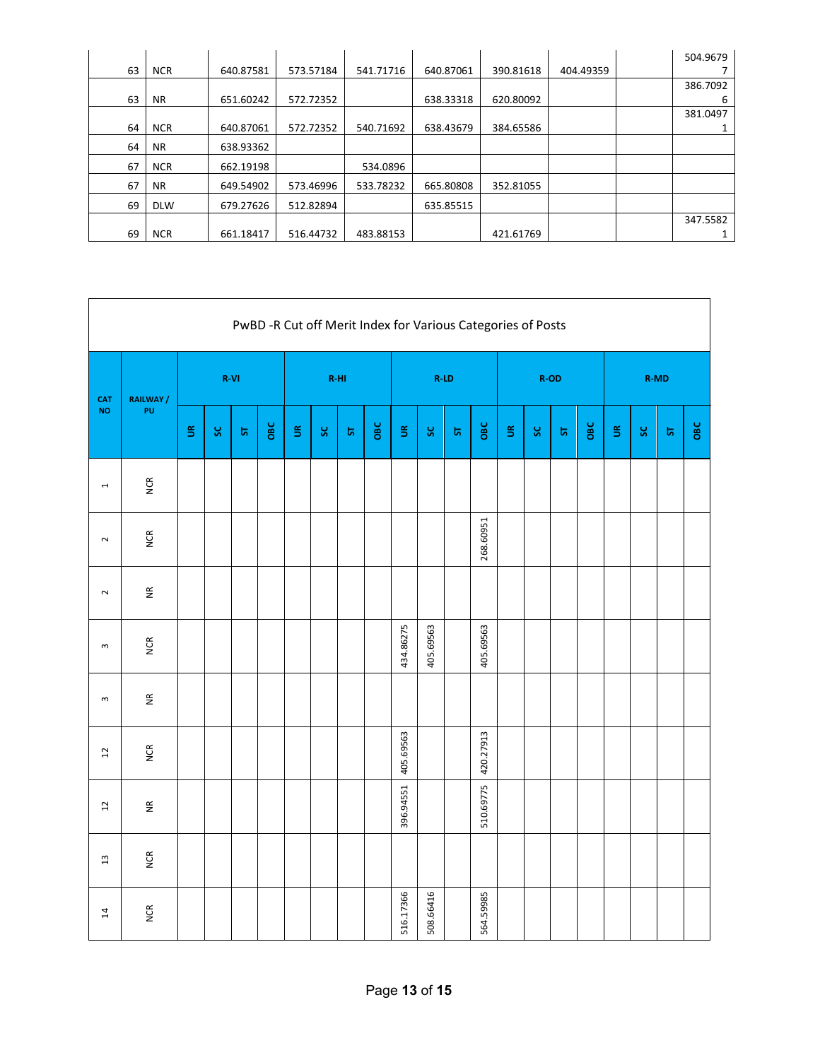| | | | | | | | | | |
|---|---|---|---|---|---|---|---|---|---|
| 63 | NCR | 640.87581 | 573.57184 | 541.71716 | 640.87061 | 390.81618 | 404.49359 | | 504.96797 |
| 63 | NR | 651.60242 | 572.72352 | | 638.33318 | 620.80092 | | | 386.70926 |
| 64 | NCR | 640.87061 | 572.72352 | 540.71692 | 638.43679 | 384.65586 | | | 381.04971 |
| 64 | NR | 638.93362 | | | | | | | |
| 67 | NCR | 662.19198 | | 534.0896 | | | | | |
| 67 | NR | 649.54902 | 573.46996 | 533.78232 | 665.80808 | 352.81055 | | | |
| 69 | DLW | 679.27626 | 512.82894 | | 635.85515 | | | | |
| 69 | NCR | 661.18417 | 516.44732 | 483.88153 | | 421.61769 | | | 347.55821 |

## PwBD -R Cut off Merit Index for Various Categories of Posts

| CAT NO | RAILWAY / PU | R-VI | | | | R-HI | | | | R-LD | | | | R-OD | | | | R-MD | | | |
|---|---|---|---|---|---|---|---|---|---|---|---|---|---|---|---|---|---|---|---|---|---|
| | | UR | SC | ST | OBC | UR | SC | ST | OBC | UR | SC | ST | OBC | UR | SC | ST | OBC | UR | SC | ST | OBC |
| 1 | NCR | | | | | | | | | | | | | | | | | | | | |
| 2 | NCR | | | | | | | | | | | | 268.60951 | | | | | | | | |
| 2 | NR | | | | | | | | | | | | | | | | | | | | |
| 3 | NCR | | | | | | | | | 434.86275 | 405.69563 | | 405.69563 | | | | | | | | |
| 3 | NR | | | | | | | | | | | | | | | | | | | | |
| 12 | NCR | | | | | | | | | 405.69563 | | | 420.27913 | | | | | | | | |
| 12 | NR | | | | | | | | | 396.94551 | | | 510.69775 | | | | | | | | |
| 13 | NCR | | | | | | | | | | | | | | | | | | | | |
| 14 | NCR | | | | | | | | | 516.17366 | 508.66416 | | 564.59985 | | | | | | | | |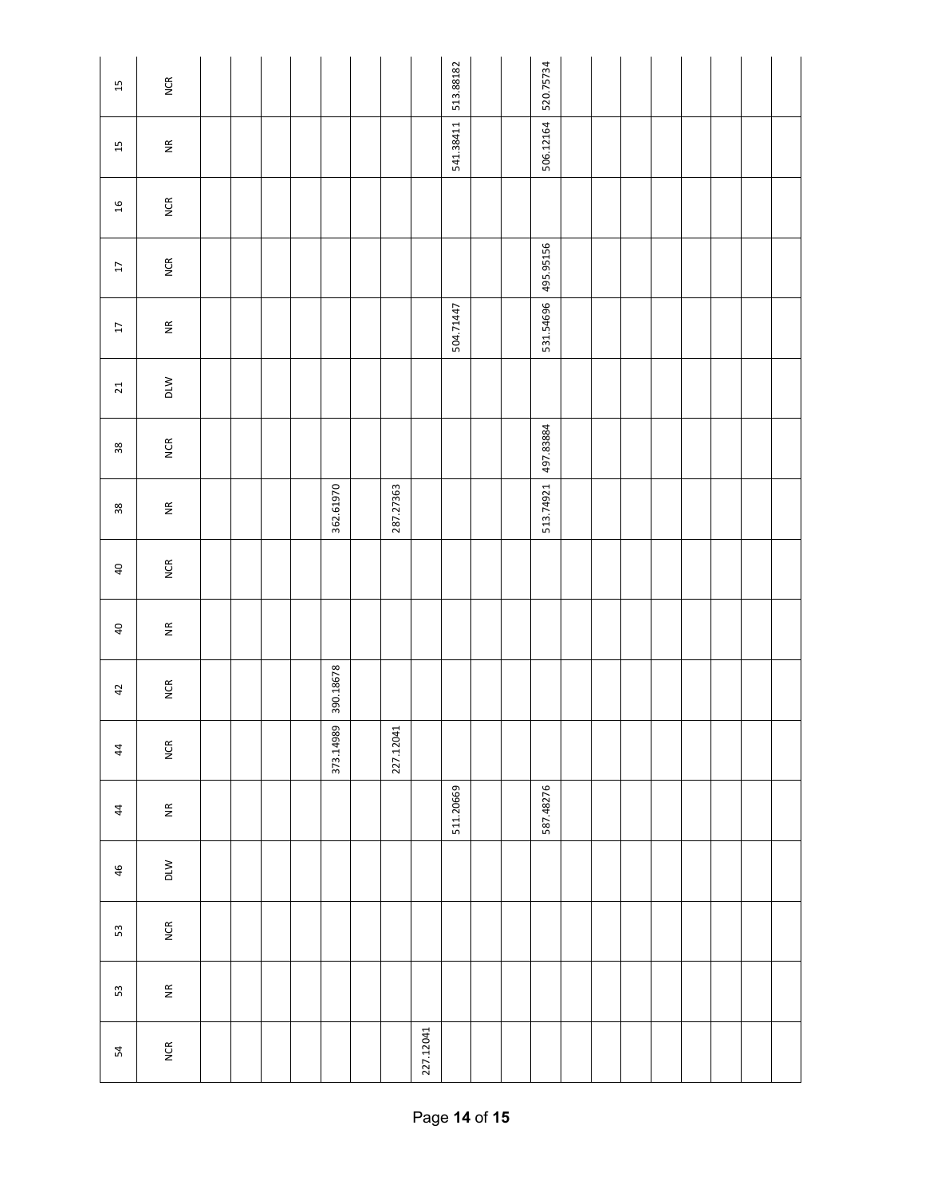| 54 | 53 | 53 | 46 | 44 | 44 | 42 | 40 | 40 | 38 | 38 | 21 | 17 | 17 | 16 | 15 | 15 |
|---|---|---|---|---|---|---|---|---|---|---|---|---|---|---|---|---|
| NCR | NR | NCR | DLW | NR | NCR | NCR | NR | NCR | NR | NCR | DLW | NR | NCR | NCR | NR | NCR |
| | | | | | | | | | | | | | | | | |
| | | | | | | | | | | | | | | | | |
| | | | | | | | | | | | | | | | | |
| | | | | | | | | | | | | | | | | |
| | | | | | 373.14989 | 390.18678 | | | 362.61970 | | | | | | | |
| | | | | | | | | | | | | | | | | |
| | | | | | 227.12041 | | | | 287.27363 | | | | | | | |
| 227.12041 | | | | | | | | | | | | | | | | |
| | | | | 511.20669 | | | | | | | | 504.71447 | | | 541.38411 | 513.88182 |
| | | | | | | | | | | | | | | | | |
| | | | | | | | | | | | | | | | | |
| | | | | 587.48276 | | | | | 513.74921 | 497.83884 | | 531.54696 | 495.95156 | | 506.12164 | 520.75734 |
| | | | | | | | | | | | | | | | | |
| | | | | | | | | | | | | | | | | |
| | | | | | | | | | | | | | | | | |
| | | | | | | | | | | | | | | | | |
| | | | | | | | | | | | | | | | | |
| | | | | | | | | | | | | | | | | |
| | | | | | | | | | | | | | | | | |
| | | | | | | | | | | | | | | | | |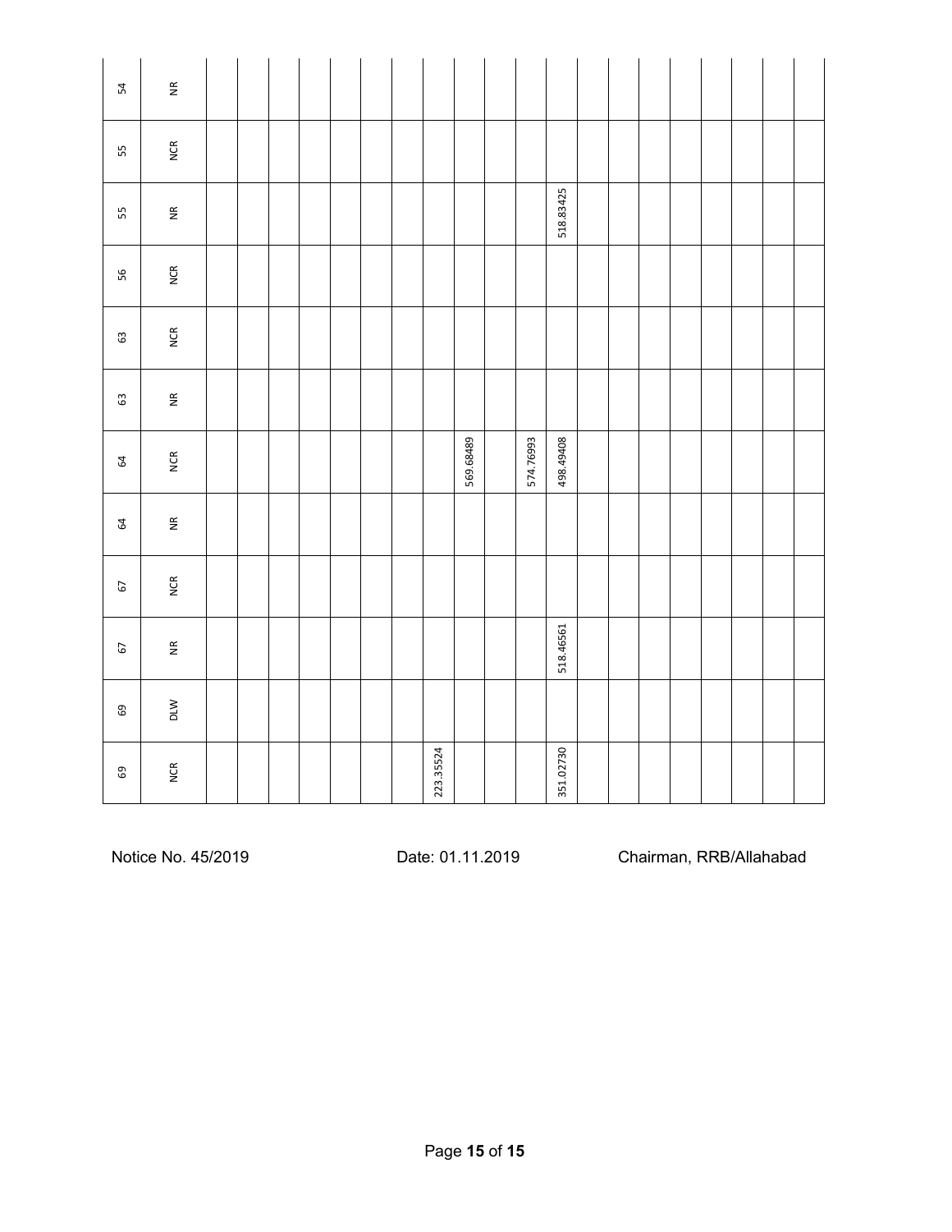| | | | | | | | | | | | | | | | | | | | | | |
|---|---|---|---|---|---|---|---|---|---|---|---|---|---|---|---|---|---|---|---|---|---|
| 54 | NR | | | | | | | | | | | | | | | | | | | | |
| 55 | NCR | | | | | | | | | | | | | | | | | | | | |
| 55 | NR | | | | | | | | | | | | 518.83425 | | | | | | | | |
| 56 | NCR | | | | | | | | | | | | | | | | | | | | |
| 63 | NCR | | | | | | | | | | | | | | | | | | | | |
| 63 | NR | | | | | | | | | | | | | | | | | | | | |
| 64 | NCR | | | | | | | | | 569.68489 | | 574.76993 | 498.49408 | | | | | | | | |
| 64 | NR | | | | | | | | | | | | | | | | | | | | |
| 67 | NCR | | | | | | | | | | | | | | | | | | | | |
| 67 | NR | | | | | | | | | | | | 518.46561 | | | | | | | | |
| 69 | DLW | | | | | | | | | | | | | | | | | | | | |
| 69 | NCR | | | | | | | | 223.35524 | | | | 351.02730 | | | | | | | | |

Notice No. 45/2019 Date: 01.11.2019 Chairman, RRB/Allahabad